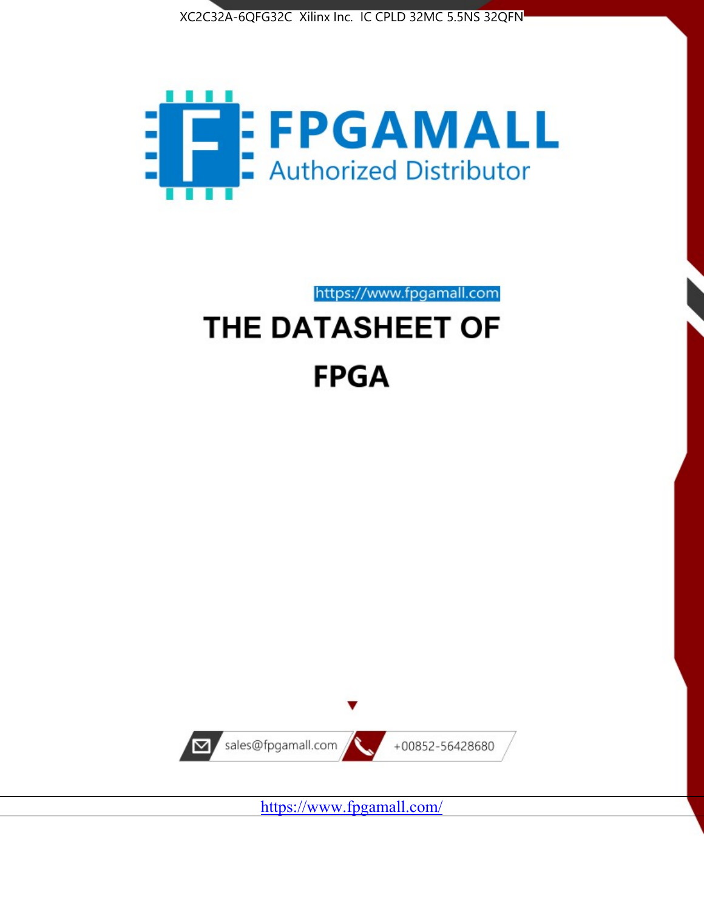XC2C32A-6QFG32C Xilinx Inc. IC CPLD 32MC 5.5NS 32QFN

FPGAMALL

Authorized Distributor

https://www.fpgamall.com

# THE DATASHEET OF

# FPGA

sales@fpgamall.com

+00852-56428680

https://www.fpgamall.com/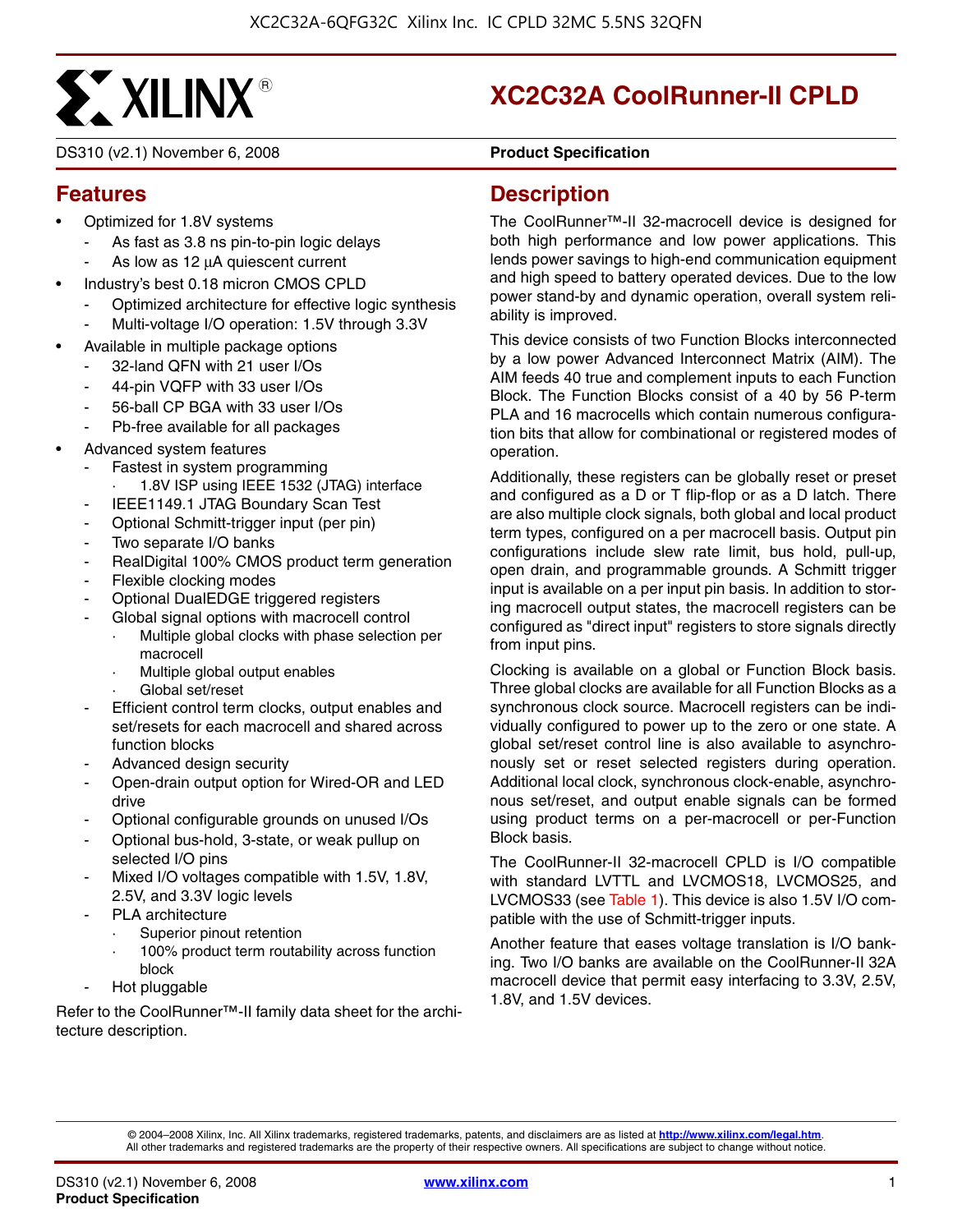# XC2C32A CoolRunner-II CPLD

DS310 (v2.1) November 6, 2008 **Product Specification**

## Features

- Optimized for 1.8V systems
  - As fast as 3.8 ns pin-to-pin logic delays
  - As low as 12 μA quiescent current
- Industry's best 0.18 micron CMOS CPLD
  - Optimized architecture for effective logic synthesis
  - Multi-voltage I/O operation: 1.5V through 3.3V
- Available in multiple package options
  - 32-land QFN with 21 user I/Os
  - 44-pin VQFP with 33 user I/Os
  - 56-ball CP BGA with 33 user I/Os
  - Pb-free available for all packages
- Advanced system features
  - Fastest in system programming
    - 1.8V ISP using IEEE 1532 (JTAG) interface
  - IEEE1149.1 JTAG Boundary Scan Test
  - Optional Schmitt-trigger input (per pin)
  - Two separate I/O banks
  - RealDigital 100% CMOS product term generation
  - Flexible clocking modes
  - Optional DualEDGE triggered registers
  - Global signal options with macrocell control
    - Multiple global clocks with phase selection per macrocell
    - Multiple global output enables
    - Global set/reset
  - Efficient control term clocks, output enables and set/resets for each macrocell and shared across function blocks
  - Advanced design security
  - Open-drain output option for Wired-OR and LED drive
  - Optional configurable grounds on unused I/Os
  - Optional bus-hold, 3-state, or weak pullup on selected I/O pins
  - Mixed I/O voltages compatible with 1.5V, 1.8V, 2.5V, and 3.3V logic levels
  - PLA architecture
    - Superior pinout retention
    - 100% product term routability across function block
  - Hot pluggable

Refer to the CoolRunner™-II family data sheet for the architecture description.

## Description

The CoolRunner™-II 32-macrocell device is designed for both high performance and low power applications. This lends power savings to high-end communication equipment and high speed to battery operated devices. Due to the low power stand-by and dynamic operation, overall system reliability is improved.

This device consists of two Function Blocks interconnected by a low power Advanced Interconnect Matrix (AIM). The AIM feeds 40 true and complement inputs to each Function Block. The Function Blocks consist of a 40 by 56 P-term PLA and 16 macrocells which contain numerous configuration bits that allow for combinational or registered modes of operation.

Additionally, these registers can be globally reset or preset and configured as a D or T flip-flop or as a D latch. There are also multiple clock signals, both global and local product term types, configured on a per macrocell basis. Output pin configurations include slew rate limit, bus hold, pull-up, open drain, and programmable grounds. A Schmitt trigger input is available on a per input pin basis. In addition to storing macrocell output states, the macrocell registers can be configured as "direct input" registers to store signals directly from input pins.

Clocking is available on a global or Function Block basis. Three global clocks are available for all Function Blocks as a synchronous clock source. Macrocell registers can be individually configured to power up to the zero or one state. A global set/reset control line is also available to asynchronously set or reset selected registers during operation. Additional local clock, synchronous clock-enable, asynchronous set/reset, and output enable signals can be formed using product terms on a per-macrocell or per-Function Block basis.

The CoolRunner-II 32-macrocell CPLD is I/O compatible with standard LVTTL and LVCMOS18, LVCMOS25, and LVCMOS33 (see Table 1). This device is also 1.5V I/O compatible with the use of Schmitt-trigger inputs.

Another feature that eases voltage translation is I/O banking. Two I/O banks are available on the CoolRunner-II 32A macrocell device that permit easy interfacing to 3.3V, 2.5V, 1.8V, and 1.5V devices.

© 2004–2008 Xilinx, Inc. All Xilinx trademarks, registered trademarks, patents, and disclaimers are as listed at http://www.xilinx.com/legal.htm. All other trademarks and registered trademarks are the property of their respective owners. All specifications are subject to change without notice.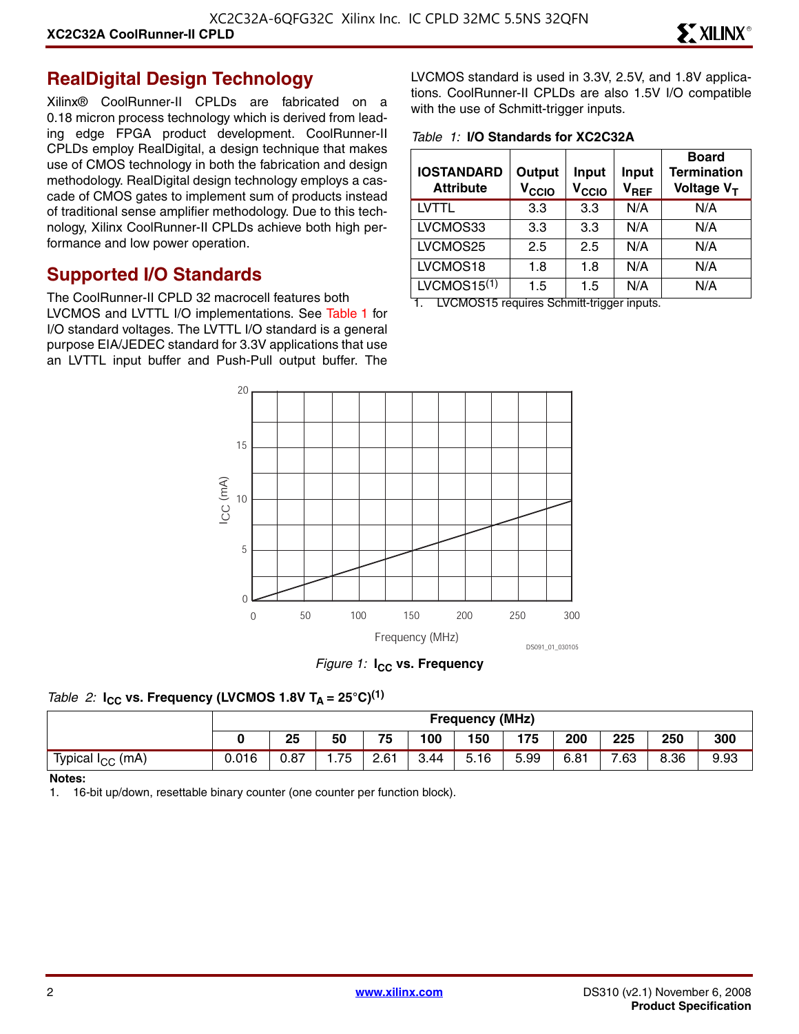## RealDigital Design Technology

Xilinx® CoolRunner-II CPLDs are fabricated on a 0.18 micron process technology which is derived from leading edge FPGA product development. CoolRunner-II CPLDs employ RealDigital, a design technique that makes use of CMOS technology in both the fabrication and design methodology. RealDigital design technology employs a cascade of CMOS gates to implement sum of products instead of traditional sense amplifier methodology. Due to this technology, Xilinx CoolRunner-II CPLDs achieve both high performance and low power operation.

## Supported I/O Standards

The CoolRunner-II CPLD 32 macrocell features both LVCMOS and LVTTL I/O implementations. See Table 1 for I/O standard voltages. The LVTTL I/O standard is a general purpose EIA/JEDEC standard for 3.3V applications that use an LVTTL input buffer and Push-Pull output buffer. The LVCMOS standard is used in 3.3V, 2.5V, and 1.8V applications. CoolRunner-II CPLDs are also 1.5V I/O compatible with the use of Schmitt-trigger inputs.

*Table 1:* **I/O Standards for XC2C32A**

| IOSTANDARD Attribute | Output $V_{CCIO}$ | Input $V_{CCIO}$ | Input $V_{REF}$ | Board Termination Voltage $V_T$ |
|---|---|---|---|---|
| LVTTL | 3.3 | 3.3 | N/A | N/A |
| LVCMOS33 | 3.3 | 3.3 | N/A | N/A |
| LVCMOS25 | 2.5 | 2.5 | N/A | N/A |
| LVCMOS18 | 1.8 | 1.8 | N/A | N/A |
| LVCMOS15[1] | 1.5 | 1.5 | N/A | N/A |

1. LVCMOS15 requires Schmitt-trigger inputs.

*Figure 1:* **$I_{CC}$ vs. Frequency**

*Table 2:* **$I_{CC}$ vs. Frequency (LVCMOS 1.8V $T_A$ = 25°C)[1]**

| | Frequency (MHz) | | | | | | | | | | |
|---|---|---|---|---|---|---|---|---|---|---|---|
| | 0 | 25 | 50 | 75 | 100 | 150 | 175 | 200 | 225 | 250 | 300 |
| Typical $I_{CC}$ (mA) | 0.016 | 0.87 | 1.75 | 2.61 | 3.44 | 5.16 | 5.99 | 6.81 | 7.63 | 8.36 | 9.93 |

**Notes:**
1. 16-bit up/down, resettable binary counter (one counter per function block).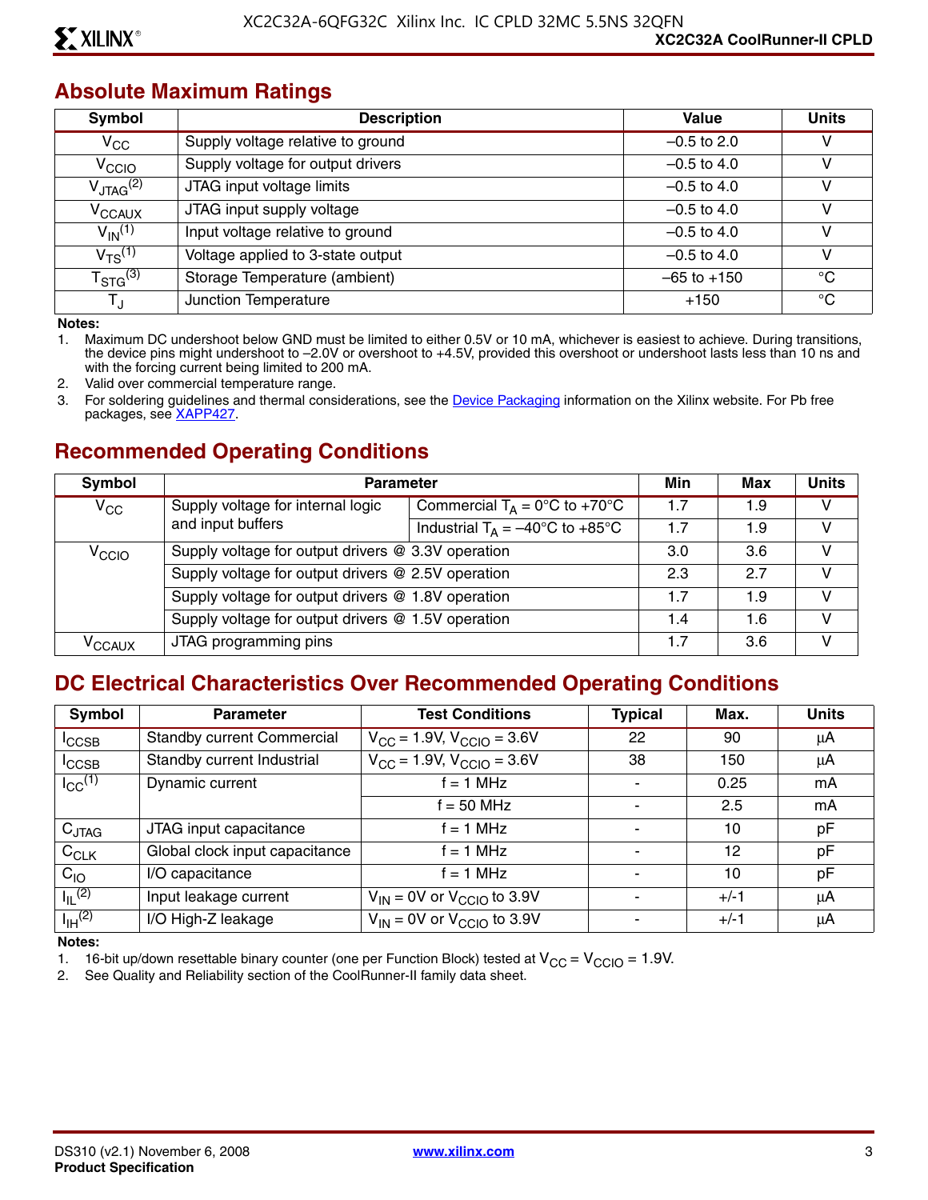## Absolute Maximum Ratings

| Symbol | Description | Value | Units |
|---|---|---|---|
| $V_{CC}$ | Supply voltage relative to ground | –0.5 to 2.0 | V |
| $V_{CCIO}$ | Supply voltage for output drivers | –0.5 to 4.0 | V |
| $V_{JTAG}$(2) | JTAG input voltage limits | –0.5 to 4.0 | V |
| $V_{CCAUX}$ | JTAG input supply voltage | –0.5 to 4.0 | V |
| $V_{IN}$(1) | Input voltage relative to ground | –0.5 to 4.0 | V |
| $V_{TS}$(1) | Voltage applied to 3-state output | –0.5 to 4.0 | V |
| $T_{STG}$(3) | Storage Temperature (ambient) | –65 to +150 | °C |
| $T_J$ | Junction Temperature | +150 | °C |

**Notes:**

1. Maximum DC undershoot below GND must be limited to either 0.5V or 10 mA, whichever is easiest to achieve. During transitions, the device pins might undershoot to –2.0V or overshoot to +4.5V, provided this overshoot or undershoot lasts less than 10 ns and with the forcing current being limited to 200 mA.
2. Valid over commercial temperature range.
3. For soldering guidelines and thermal considerations, see the Device Packaging information on the Xilinx website. For Pb free packages, see XAPP427.

## Recommended Operating Conditions

| Symbol | Parameter | | Min | Max | Units |
|---|---|---|---|---|---|
| $V_{CC}$ | Supply voltage for internal logic and input buffers | Commercial $T_A$ = 0°C to +70°C | 1.7 | 1.9 | V |
| | | Industrial $T_A$ = –40°C to +85°C | 1.7 | 1.9 | V |
| $V_{CCIO}$ | Supply voltage for output drivers @ 3.3V operation | | 3.0 | 3.6 | V |
| | Supply voltage for output drivers @ 2.5V operation | | 2.3 | 2.7 | V |
| | Supply voltage for output drivers @ 1.8V operation | | 1.7 | 1.9 | V |
| | Supply voltage for output drivers @ 1.5V operation | | 1.4 | 1.6 | V |
| $V_{CCAUX}$ | JTAG programming pins | | 1.7 | 3.6 | V |

## DC Electrical Characteristics Over Recommended Operating Conditions

| Symbol | Parameter | Test Conditions | Typical | Max. | Units |
|---|---|---|---|---|---|
| $I_{CCSB}$ | Standby current Commercial | $V_{CC}$ = 1.9V, $V_{CCIO}$ = 3.6V | 22 | 90 | µA |
| $I_{CCSB}$ | Standby current Industrial | $V_{CC}$ = 1.9V, $V_{CCIO}$ = 3.6V | 38 | 150 | µA |
| $I_{CC}$(1) | Dynamic current | f = 1 MHz | - | 0.25 | mA |
| | | f = 50 MHz | - | 2.5 | mA |
| $C_{JTAG}$ | JTAG input capacitance | f = 1 MHz | - | 10 | pF |
| $C_{CLK}$ | Global clock input capacitance | f = 1 MHz | - | 12 | pF |
| $C_{IO}$ | I/O capacitance | f = 1 MHz | - | 10 | pF |
| $I_{IL}$(2) | Input leakage current | $V_{IN}$ = 0V or $V_{CCIO}$ to 3.9V | - | +/-1 | µA |
| $I_{IH}$(2) | I/O High-Z leakage | $V_{IN}$ = 0V or $V_{CCIO}$ to 3.9V | - | +/-1 | µA |

**Notes:**

1. 16-bit up/down resettable binary counter (one per Function Block) tested at $V_{CC}$ = $V_{CCIO}$ = 1.9V.
2. See Quality and Reliability section of the CoolRunner-II family data sheet.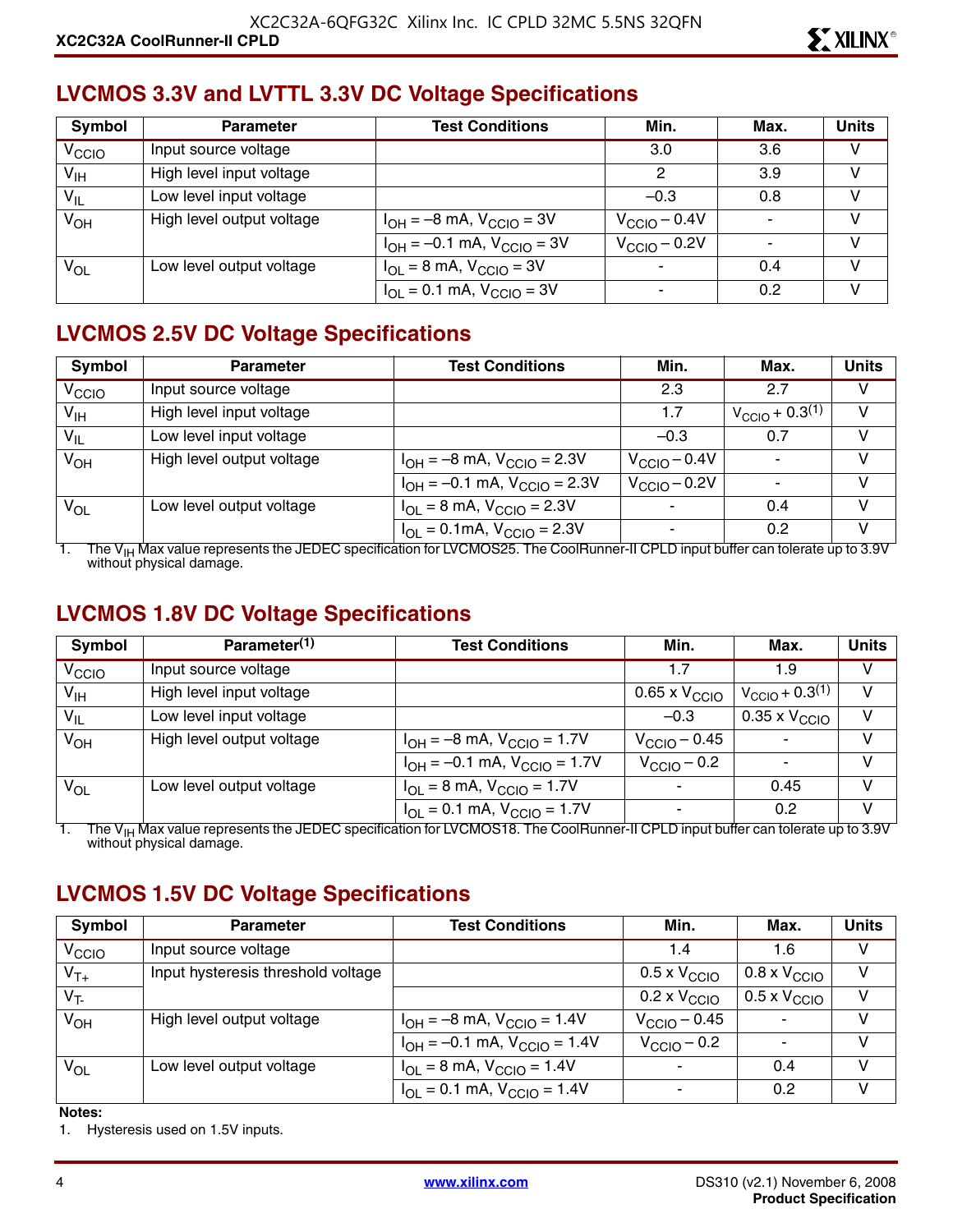## LVCMOS 3.3V and LVTTL 3.3V DC Voltage Specifications

| Symbol | Parameter | Test Conditions | Min. | Max. | Units |
|---|---|---|---|---|---|
| $V_{CCIO}$ | Input source voltage | | 3.0 | 3.6 | V |
| $V_{IH}$ | High level input voltage | | 2 | 3.9 | V |
| $V_{IL}$ | Low level input voltage | | –0.3 | 0.8 | V |
| $V_{OH}$ | High level output voltage | $I_{OH}$ = –8 mA, $V_{CCIO}$ = 3V | $V_{CCIO}$ – 0.4V | - | V |
| | | $I_{OH}$ = –0.1 mA, $V_{CCIO}$ = 3V | $V_{CCIO}$ – 0.2V | - | V |
| $V_{OL}$ | Low level output voltage | $I_{OL}$ = 8 mA, $V_{CCIO}$ = 3V | - | 0.4 | V |
| | | $I_{OL}$ = 0.1 mA, $V_{CCIO}$ = 3V | - | 0.2 | V |

## LVCMOS 2.5V DC Voltage Specifications

| Symbol | Parameter | Test Conditions | Min. | Max. | Units |
|---|---|---|---|---|---|
| $V_{CCIO}$ | Input source voltage | | 2.3 | 2.7 | V |
| $V_{IH}$ | High level input voltage | | 1.7 | $V_{CCIO}$ + 0.3[1] | V |
| $V_{IL}$ | Low level input voltage | | –0.3 | 0.7 | V |
| $V_{OH}$ | High level output voltage | $I_{OH}$ = –8 mA, $V_{CCIO}$ = 2.3V | $V_{CCIO}$ – 0.4V | - | V |
| | | $I_{OH}$ = –0.1 mA, $V_{CCIO}$ = 2.3V | $V_{CCIO}$ – 0.2V | - | V |
| $V_{OL}$ | Low level output voltage | $I_{OL}$ = 8 mA, $V_{CCIO}$ = 2.3V | - | 0.4 | V |
| | | $I_{OL}$ = 0.1mA, $V_{CCIO}$ = 2.3V | - | 0.2 | V |

1. The $V_{IH}$ Max value represents the JEDEC specification for LVCMOS25. The CoolRunner-II CPLD input buffer can tolerate up to 3.9V without physical damage.

## LVCMOS 1.8V DC Voltage Specifications

| Symbol | Parameter[1] | Test Conditions | Min. | Max. | Units |
|---|---|---|---|---|---|
| $V_{CCIO}$ | Input source voltage | | 1.7 | 1.9 | V |
| $V_{IH}$ | High level input voltage | | 0.65 x $V_{CCIO}$ | $V_{CCIO}$ + 0.3[1] | V |
| $V_{IL}$ | Low level input voltage | | –0.3 | 0.35 x $V_{CCIO}$ | V |
| $V_{OH}$ | High level output voltage | $I_{OH}$ = –8 mA, $V_{CCIO}$ = 1.7V | $V_{CCIO}$ – 0.45 | - | V |
| | | $I_{OH}$ = –0.1 mA, $V_{CCIO}$ = 1.7V | $V_{CCIO}$ – 0.2 | - | V |
| $V_{OL}$ | Low level output voltage | $I_{OL}$ = 8 mA, $V_{CCIO}$ = 1.7V | - | 0.45 | V |
| | | $I_{OL}$ = 0.1 mA, $V_{CCIO}$ = 1.7V | - | 0.2 | V |

1. The $V_{IH}$ Max value represents the JEDEC specification for LVCMOS18. The CoolRunner-II CPLD input buffer can tolerate up to 3.9V without physical damage.

## LVCMOS 1.5V DC Voltage Specifications

| Symbol | Parameter | Test Conditions | Min. | Max. | Units |
|---|---|---|---|---|---|
| $V_{CCIO}$ | Input source voltage | | 1.4 | 1.6 | V |
| $V_{T+}$ | Input hysteresis threshold voltage | | 0.5 x $V_{CCIO}$ | 0.8 x $V_{CCIO}$ | V |
| $V_{T-}$ | | | 0.2 x $V_{CCIO}$ | 0.5 x $V_{CCIO}$ | V |
| $V_{OH}$ | High level output voltage | $I_{OH}$ = –8 mA, $V_{CCIO}$ = 1.4V | $V_{CCIO}$ – 0.45 | - | V |
| | | $I_{OH}$ = –0.1 mA, $V_{CCIO}$ = 1.4V | $V_{CCIO}$ – 0.2 | - | V |
| $V_{OL}$ | Low level output voltage | $I_{OL}$ = 8 mA, $V_{CCIO}$ = 1.4V | - | 0.4 | V |
| | | $I_{OL}$ = 0.1 mA, $V_{CCIO}$ = 1.4V | - | 0.2 | V |

**Notes:**

1. Hysteresis used on 1.5V inputs.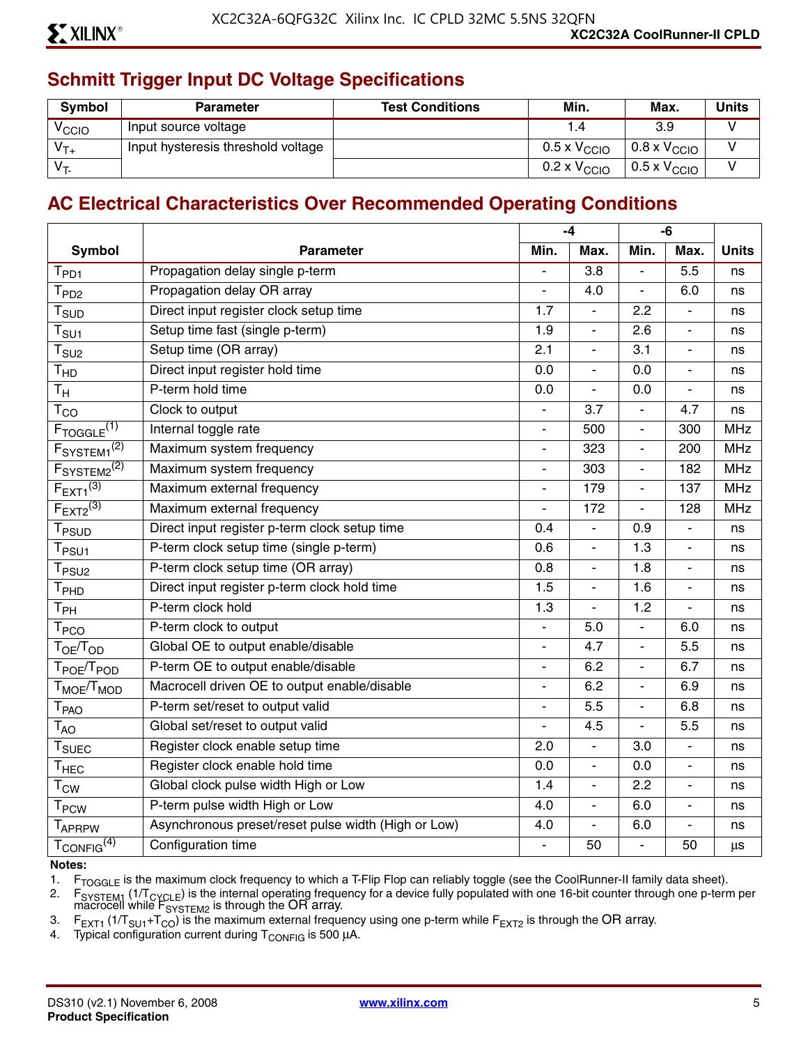## Schmitt Trigger Input DC Voltage Specifications

| Symbol | Parameter | Test Conditions | Min. | Max. | Units |
|---|---|---|---|---|---|
| $V_{CCIO}$ | Input source voltage | | 1.4 | 3.9 | V |
| $V_{T+}$ | Input hysteresis threshold voltage | | 0.5 x $V_{CCIO}$ | 0.8 x $V_{CCIO}$ | V |
| $V_{T-}$ | | | 0.2 x $V_{CCIO}$ | 0.5 x $V_{CCIO}$ | V |

## AC Electrical Characteristics Over Recommended Operating Conditions

| Symbol | Parameter | -4 | | -6 | | Units |
|---|---|---|---|---|---|---|
| | | Min. | Max. | Min. | Max. | |
| $T_{PD1}$ | Propagation delay single p-term | - | 3.8 | - | 5.5 | ns |
| $T_{PD2}$ | Propagation delay OR array | - | 4.0 | - | 6.0 | ns |
| $T_{SUD}$ | Direct input register clock setup time | 1.7 | - | 2.2 | - | ns |
| $T_{SU1}$ | Setup time fast (single p-term) | 1.9 | - | 2.6 | - | ns |
| $T_{SU2}$ | Setup time (OR array) | 2.1 | - | 3.1 | - | ns |
| $T_{HD}$ | Direct input register hold time | 0.0 | - | 0.0 | - | ns |
| $T_H$ | P-term hold time | 0.0 | - | 0.0 | - | ns |
| $T_{CO}$ | Clock to output | - | 3.7 | - | 4.7 | ns |
| $F_{TOGGLE}$[1] | Internal toggle rate | - | 500 | - | 300 | MHz |
| $F_{SYSTEM1}$[2] | Maximum system frequency | - | 323 | - | 200 | MHz |
| $F_{SYSTEM2}$[2] | Maximum system frequency | - | 303 | - | 182 | MHz |
| $F_{EXT1}$[3] | Maximum external frequency | - | 179 | - | 137 | MHz |
| $F_{EXT2}$[3] | Maximum external frequency | - | 172 | - | 128 | MHz |
| $T_{PSUD}$ | Direct input register p-term clock setup time | 0.4 | - | 0.9 | - | ns |
| $T_{PSU1}$ | P-term clock setup time (single p-term) | 0.6 | - | 1.3 | - | ns |
| $T_{PSU2}$ | P-term clock setup time (OR array) | 0.8 | - | 1.8 | - | ns |
| $T_{PHD}$ | Direct input register p-term clock hold time | 1.5 | - | 1.6 | - | ns |
| $T_{PH}$ | P-term clock hold | 1.3 | - | 1.2 | - | ns |
| $T_{PCO}$ | P-term clock to output | - | 5.0 | - | 6.0 | ns |
| $T_{OE}/T_{OD}$ | Global OE to output enable/disable | - | 4.7 | - | 5.5 | ns |
| $T_{POE}/T_{POD}$ | P-term OE to output enable/disable | - | 6.2 | - | 6.7 | ns |
| $T_{MOE}/T_{MOD}$ | Macrocell driven OE to output enable/disable | - | 6.2 | - | 6.9 | ns |
| $T_{PAO}$ | P-term set/reset to output valid | - | 5.5 | - | 6.8 | ns |
| $T_{AO}$ | Global set/reset to output valid | - | 4.5 | - | 5.5 | ns |
| $T_{SUEC}$ | Register clock enable setup time | 2.0 | - | 3.0 | - | ns |
| $T_{HEC}$ | Register clock enable hold time | 0.0 | - | 0.0 | - | ns |
| $T_{CW}$ | Global clock pulse width High or Low | 1.4 | - | 2.2 | - | ns |
| $T_{PCW}$ | P-term pulse width High or Low | 4.0 | - | 6.0 | - | ns |
| $T_{APRPW}$ | Asynchronous preset/reset pulse width (High or Low) | 4.0 | - | 6.0 | - | ns |
| $T_{CONFIG}$[4] | Configuration time | - | 50 | - | 50 | µs |

**Notes:**

1. $F_{TOGGLE}$ is the maximum clock frequency to which a T-Flip Flop can reliably toggle (see the CoolRunner-II family data sheet).
2. $F_{SYSTEM1}$ ($1/T_{CYCLE}$) is the internal operating frequency for a device fully populated with one 16-bit counter through one p-term per macrocell while $F_{SYSTEM2}$ is through the OR array.
3. $F_{EXT1}$ ($1/T_{SU1}+T_{CO}$) is the maximum external frequency using one p-term while $F_{EXT2}$ is through the OR array.
4. Typical configuration current during $T_{CONFIG}$ is 500 µA.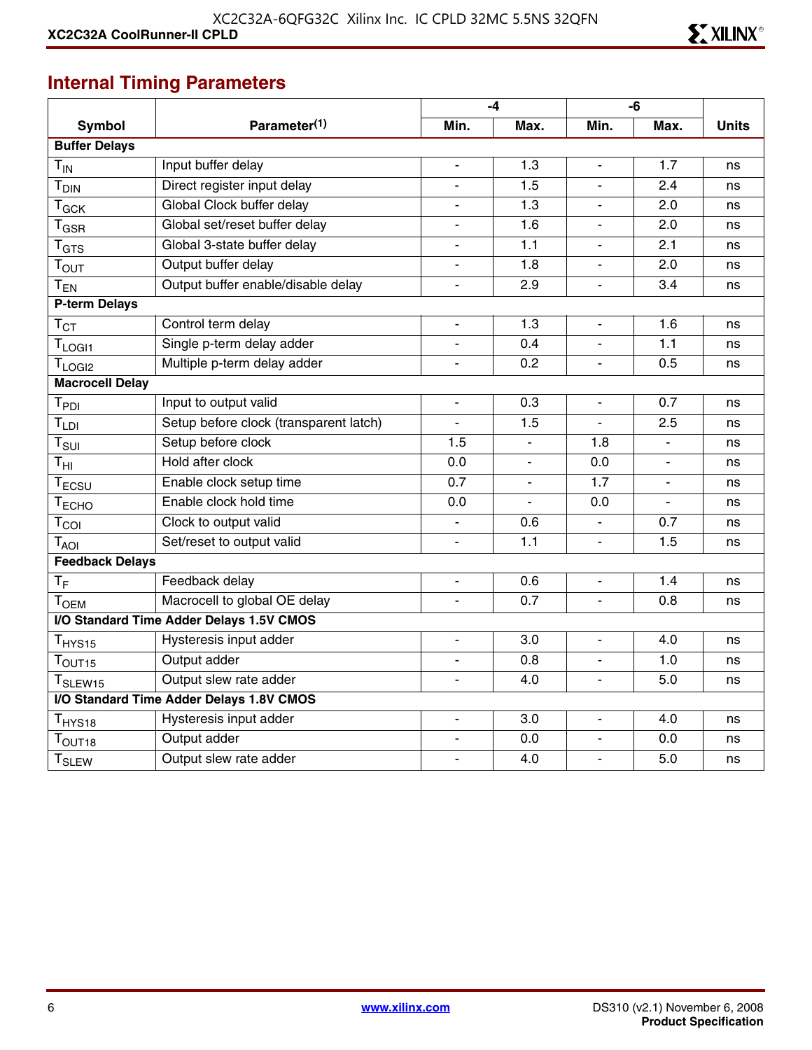## Internal Timing Parameters

| Symbol | Parameter[1] | -4 | | -6 | | Units |
|---|---|---|---|---|---|---|
| | | Min. | Max. | Min. | Max. | |
| **Buffer Delays** | | | | | | |
| $T_{IN}$ | Input buffer delay | - | 1.3 | - | 1.7 | ns |
| $T_{DIN}$ | Direct register input delay | - | 1.5 | - | 2.4 | ns |
| $T_{GCK}$ | Global Clock buffer delay | - | 1.3 | - | 2.0 | ns |
| $T_{GSR}$ | Global set/reset buffer delay | - | 1.6 | - | 2.0 | ns |
| $T_{GTS}$ | Global 3-state buffer delay | - | 1.1 | - | 2.1 | ns |
| $T_{OUT}$ | Output buffer delay | - | 1.8 | - | 2.0 | ns |
| $T_{EN}$ | Output buffer enable/disable delay | - | 2.9 | - | 3.4 | ns |
| **P-term Delays** | | | | | | |
| $T_{CT}$ | Control term delay | - | 1.3 | - | 1.6 | ns |
| $T_{LOGI1}$ | Single p-term delay adder | - | 0.4 | - | 1.1 | ns |
| $T_{LOGI2}$ | Multiple p-term delay adder | - | 0.2 | - | 0.5 | ns |
| **Macrocell Delay** | | | | | | |
| $T_{PDI}$ | Input to output valid | - | 0.3 | - | 0.7 | ns |
| $T_{LDI}$ | Setup before clock (transparent latch) | - | 1.5 | - | 2.5 | ns |
| $T_{SUI}$ | Setup before clock | 1.5 | - | 1.8 | - | ns |
| $T_{HI}$ | Hold after clock | 0.0 | - | 0.0 | - | ns |
| $T_{ECSU}$ | Enable clock setup time | 0.7 | - | 1.7 | - | ns |
| $T_{ECHO}$ | Enable clock hold time | 0.0 | - | 0.0 | - | ns |
| $T_{COI}$ | Clock to output valid | - | 0.6 | - | 0.7 | ns |
| $T_{AOI}$ | Set/reset to output valid | - | 1.1 | - | 1.5 | ns |
| **Feedback Delays** | | | | | | |
| $T_F$ | Feedback delay | - | 0.6 | - | 1.4 | ns |
| $T_{OEM}$ | Macrocell to global OE delay | - | 0.7 | - | 0.8 | ns |
| **I/O Standard Time Adder Delays 1.5V CMOS** | | | | | | |
| $T_{HYS15}$ | Hysteresis input adder | - | 3.0 | - | 4.0 | ns |
| $T_{OUT15}$ | Output adder | - | 0.8 | - | 1.0 | ns |
| $T_{SLEW15}$ | Output slew rate adder | - | 4.0 | - | 5.0 | ns |
| **I/O Standard Time Adder Delays 1.8V CMOS** | | | | | | |
| $T_{HYS18}$ | Hysteresis input adder | - | 3.0 | - | 4.0 | ns |
| $T_{OUT18}$ | Output adder | - | 0.0 | - | 0.0 | ns |
| $T_{SLEW}$ | Output slew rate adder | - | 4.0 | - | 5.0 | ns |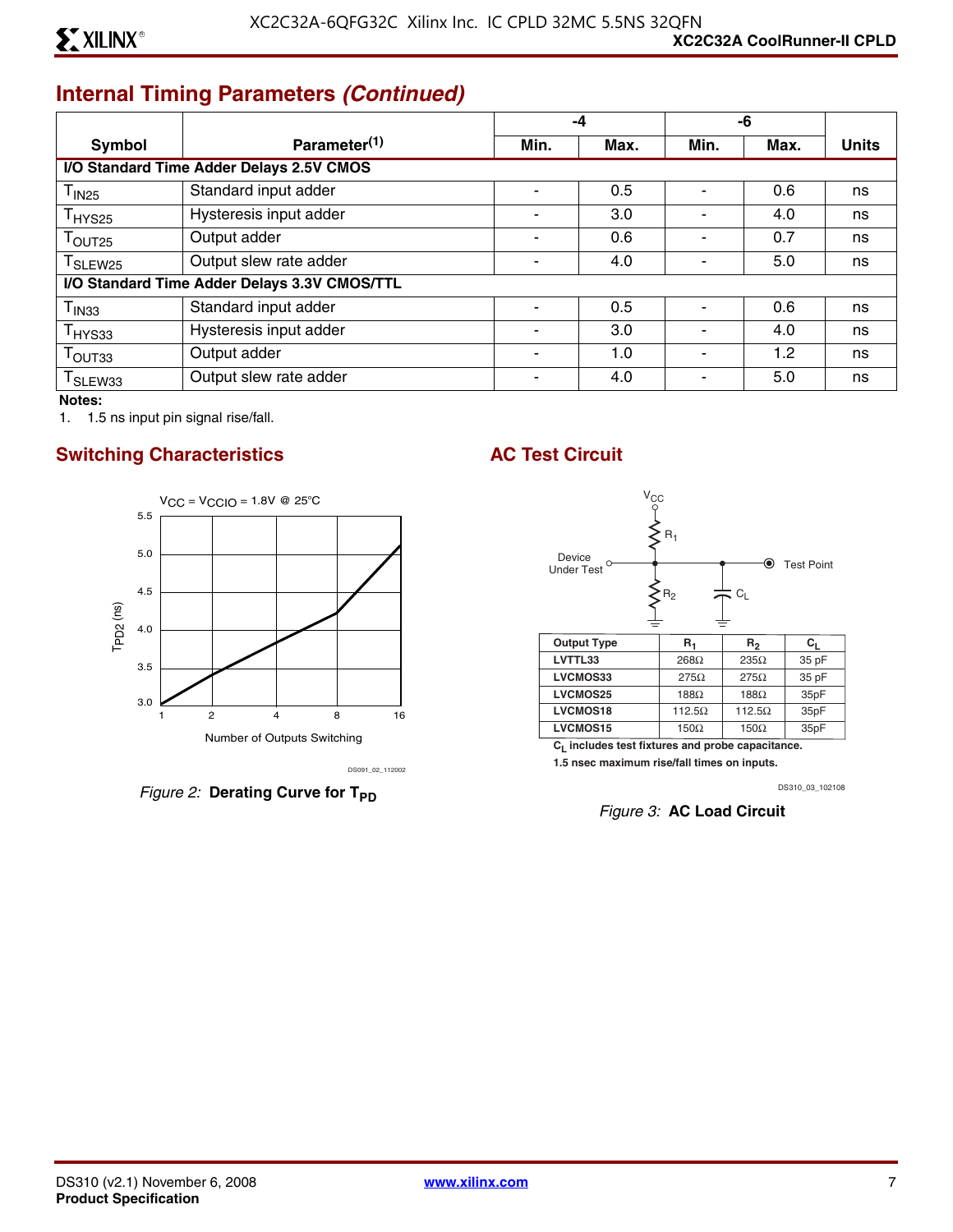## Internal Timing Parameters *(Continued)*

| Symbol | Parameter[1] | -4 | | -6 | | Units |
|---|---|---|---|---|---|---|
| | | Min. | Max. | Min. | Max. | |
| **I/O Standard Time Adder Delays 2.5V CMOS** | | | | | | |
| $T_{IN25}$ | Standard input adder | - | 0.5 | - | 0.6 | ns |
| $T_{HYS25}$ | Hysteresis input adder | - | 3.0 | - | 4.0 | ns |
| $T_{OUT25}$ | Output adder | - | 0.6 | - | 0.7 | ns |
| $T_{SLEW25}$ | Output slew rate adder | - | 4.0 | - | 5.0 | ns |
| **I/O Standard Time Adder Delays 3.3V CMOS/TTL** | | | | | | |
| $T_{IN33}$ | Standard input adder | - | 0.5 | - | 0.6 | ns |
| $T_{HYS33}$ | Hysteresis input adder | - | 3.0 | - | 4.0 | ns |
| $T_{OUT33}$ | Output adder | - | 1.0 | - | 1.2 | ns |
| $T_{SLEW33}$ | Output slew rate adder | - | 4.0 | - | 5.0 | ns |

**Notes:**

1. 1.5 ns input pin signal rise/fall.

## Switching Characteristics

$V_{CC} = V_{CCIO}$ = 1.8V @ 25°C

*Figure 2:* **Derating Curve for $T_{PD}$**

## AC Test Circuit

| Output Type | $R_1$ | $R_2$ | $C_L$ |
|---|---|---|---|
| LVTTL33 | 268Ω | 235Ω | 35 pF |
| LVCMOS33 | 275Ω | 275Ω | 35 pF |
| LVCMOS25 | 188Ω | 188Ω | 35pF |
| LVCMOS18 | 112.5Ω | 112.5Ω | 35pF |
| LVCMOS15 | 150Ω | 150Ω | 35pF |

$C_L$ includes test fixtures and probe capacitance.

1.5 nsec maximum rise/fall times on inputs.

*Figure 3:* **AC Load Circuit**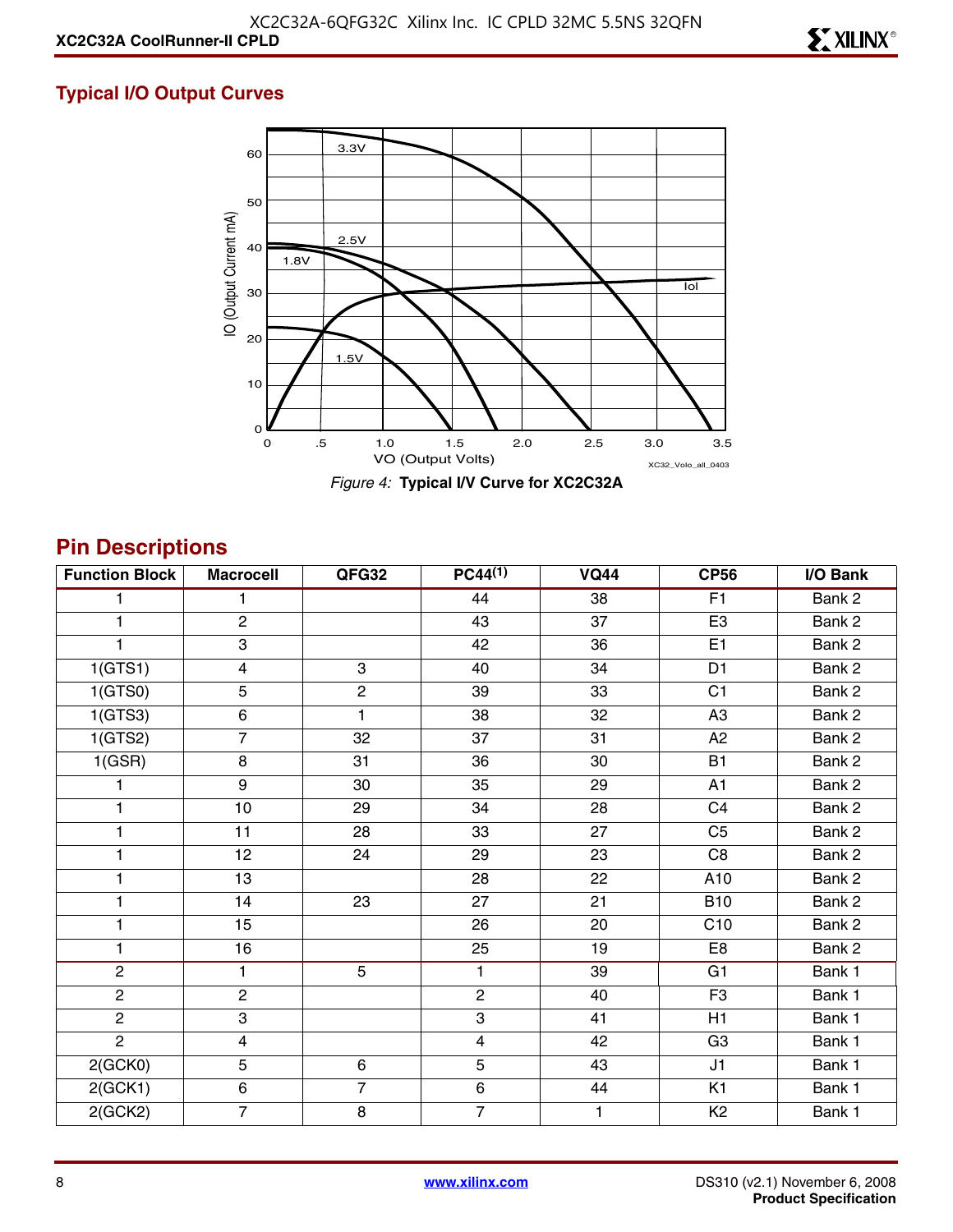## Typical I/O Output Curves

*Figure 4:* **Typical I/V Curve for XC2C32A**

## Pin Descriptions

| Function Block | Macrocell | QFG32 | PC44(1) | VQ44 | CP56 | I/O Bank |
|---|---|---|---|---|---|---|
| 1 | 1 | | 44 | 38 | F1 | Bank 2 |
| 1 | 2 | | 43 | 37 | E3 | Bank 2 |
| 1 | 3 | | 42 | 36 | E1 | Bank 2 |
| 1(GTS1) | 4 | 3 | 40 | 34 | D1 | Bank 2 |
| 1(GTS0) | 5 | 2 | 39 | 33 | C1 | Bank 2 |
| 1(GTS3) | 6 | 1 | 38 | 32 | A3 | Bank 2 |
| 1(GTS2) | 7 | 32 | 37 | 31 | A2 | Bank 2 |
| 1(GSR) | 8 | 31 | 36 | 30 | B1 | Bank 2 |
| 1 | 9 | 30 | 35 | 29 | A1 | Bank 2 |
| 1 | 10 | 29 | 34 | 28 | C4 | Bank 2 |
| 1 | 11 | 28 | 33 | 27 | C5 | Bank 2 |
| 1 | 12 | 24 | 29 | 23 | C8 | Bank 2 |
| 1 | 13 | | 28 | 22 | A10 | Bank 2 |
| 1 | 14 | 23 | 27 | 21 | B10 | Bank 2 |
| 1 | 15 | | 26 | 20 | C10 | Bank 2 |
| 1 | 16 | | 25 | 19 | E8 | Bank 2 |
| 2 | 1 | 5 | 1 | 39 | G1 | Bank 1 |
| 2 | 2 | | 2 | 40 | F3 | Bank 1 |
| 2 | 3 | | 3 | 41 | H1 | Bank 1 |
| 2 | 4 | | 4 | 42 | G3 | Bank 1 |
| 2(GCK0) | 5 | 6 | 5 | 43 | J1 | Bank 1 |
| 2(GCK1) | 6 | 7 | 6 | 44 | K1 | Bank 1 |
| 2(GCK2) | 7 | 8 | 7 | 1 | K2 | Bank 1 |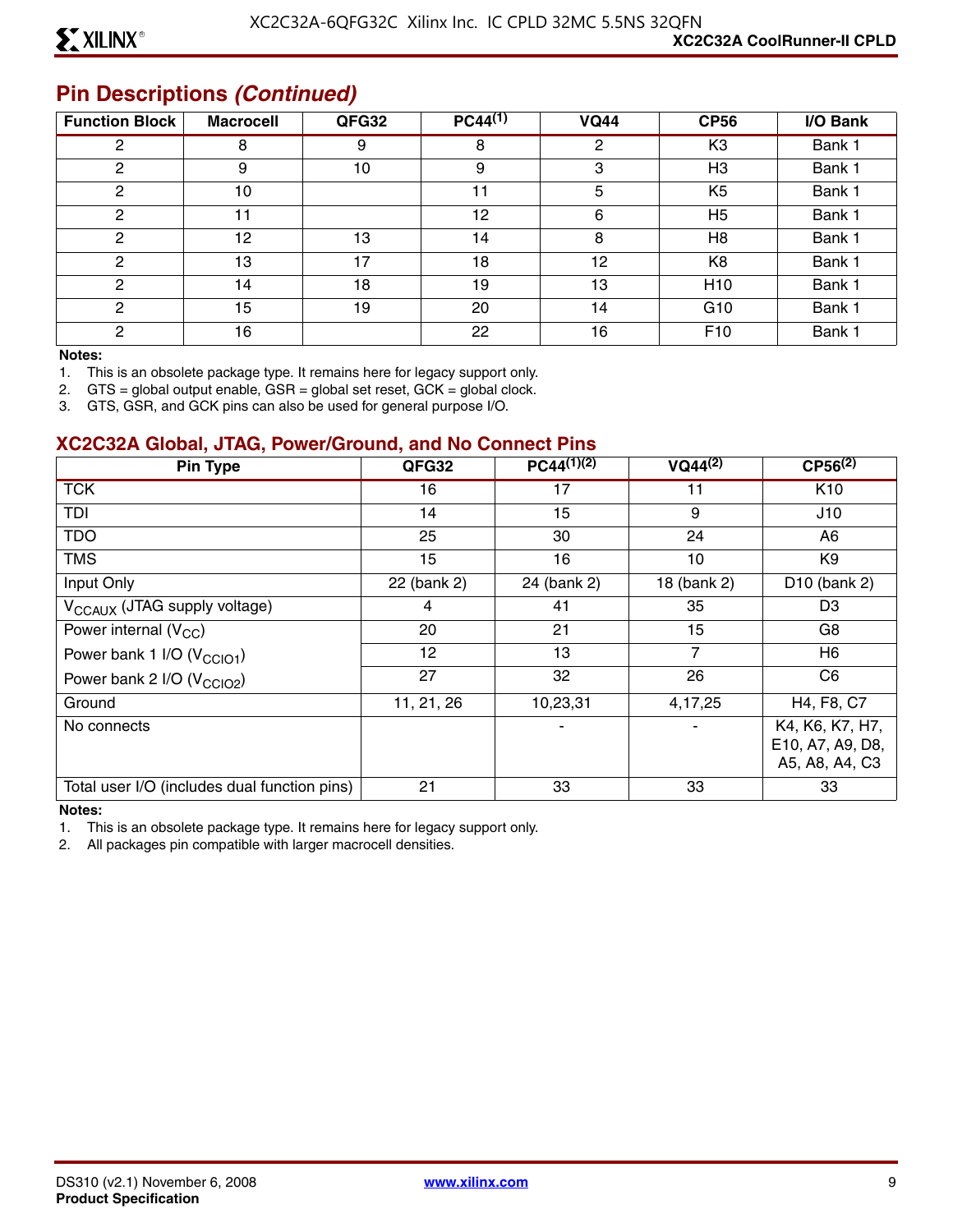## Pin Descriptions *(Continued)*

| Function Block | Macrocell | QFG32 | PC44(1) | VQ44 | CP56 | I/O Bank |
|---|---|---|---|---|---|---|
| 2 | 8 | 9 | 8 | 2 | K3 | Bank 1 |
| 2 | 9 | 10 | 9 | 3 | H3 | Bank 1 |
| 2 | 10 | | 11 | 5 | K5 | Bank 1 |
| 2 | 11 | | 12 | 6 | H5 | Bank 1 |
| 2 | 12 | 13 | 14 | 8 | H8 | Bank 1 |
| 2 | 13 | 17 | 18 | 12 | K8 | Bank 1 |
| 2 | 14 | 18 | 19 | 13 | H10 | Bank 1 |
| 2 | 15 | 19 | 20 | 14 | G10 | Bank 1 |
| 2 | 16 | | 22 | 16 | F10 | Bank 1 |

**Notes:**
1. This is an obsolete package type. It remains here for legacy support only.
2. GTS = global output enable, GSR = global set reset, GCK = global clock.
3. GTS, GSR, and GCK pins can also be used for general purpose I/O.

### XC2C32A Global, JTAG, Power/Ground, and No Connect Pins

| Pin Type | QFG32 | PC44(1)(2) | VQ44(2) | CP56(2) |
|---|---|---|---|---|
| TCK | 16 | 17 | 11 | K10 |
| TDI | 14 | 15 | 9 | J10 |
| TDO | 25 | 30 | 24 | A6 |
| TMS | 15 | 16 | 10 | K9 |
| Input Only | 22 (bank 2) | 24 (bank 2) | 18 (bank 2) | D10 (bank 2) |
| $V_{CCAUX}$ (JTAG supply voltage) | 4 | 41 | 35 | D3 |
| Power internal ($V_{CC}$) | 20 | 21 | 15 | G8 |
| Power bank 1 I/O ($V_{CCIO1}$) | 12 | 13 | 7 | H6 |
| Power bank 2 I/O ($V_{CCIO2}$) | 27 | 32 | 26 | C6 |
| Ground | 11, 21, 26 | 10,23,31 | 4,17,25 | H4, F8, C7 |
| No connects | | - | - | K4, K6, K7, H7, E10, A7, A9, D8, A5, A8, A4, C3 |
| Total user I/O (includes dual function pins) | 21 | 33 | 33 | 33 |

**Notes:**
1. This is an obsolete package type. It remains here for legacy support only.
2. All packages pin compatible with larger macrocell densities.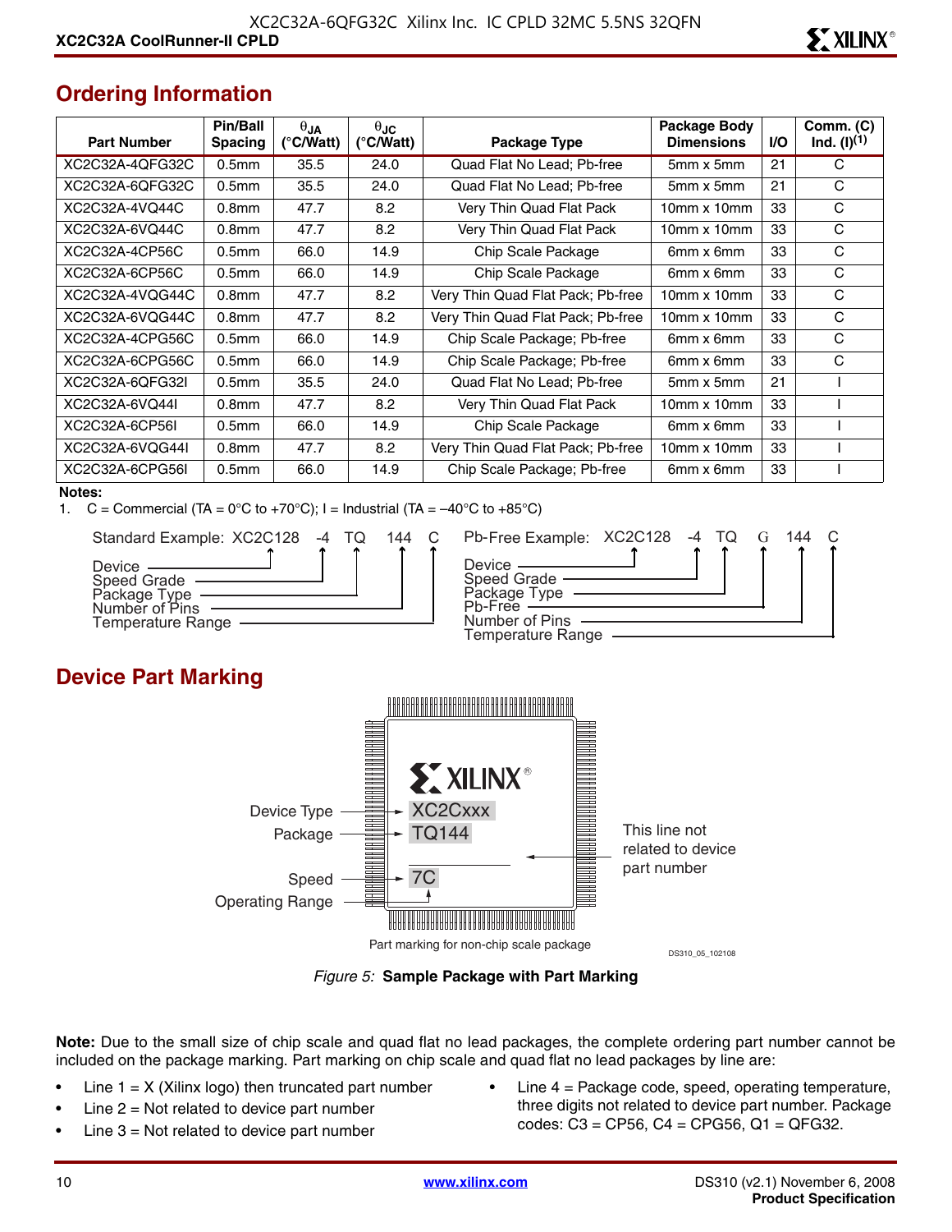## Ordering Information

| Part Number | Pin/Ball Spacing | $\theta_{JA}$ (°C/Watt) | $\theta_{JC}$ (°C/Watt) | Package Type | Package Body Dimensions | I/O | Comm. (C) Ind. (I)[1] |
|---|---|---|---|---|---|---|---|
| XC2C32A-4QFG32C | 0.5mm | 35.5 | 24.0 | Quad Flat No Lead; Pb-free | 5mm x 5mm | 21 | C |
| XC2C32A-6QFG32C | 0.5mm | 35.5 | 24.0 | Quad Flat No Lead; Pb-free | 5mm x 5mm | 21 | C |
| XC2C32A-4VQ44C | 0.8mm | 47.7 | 8.2 | Very Thin Quad Flat Pack | 10mm x 10mm | 33 | C |
| XC2C32A-6VQ44C | 0.8mm | 47.7 | 8.2 | Very Thin Quad Flat Pack | 10mm x 10mm | 33 | C |
| XC2C32A-4CP56C | 0.5mm | 66.0 | 14.9 | Chip Scale Package | 6mm x 6mm | 33 | C |
| XC2C32A-6CP56C | 0.5mm | 66.0 | 14.9 | Chip Scale Package | 6mm x 6mm | 33 | C |
| XC2C32A-4VQG44C | 0.8mm | 47.7 | 8.2 | Very Thin Quad Flat Pack; Pb-free | 10mm x 10mm | 33 | C |
| XC2C32A-6VQG44C | 0.8mm | 47.7 | 8.2 | Very Thin Quad Flat Pack; Pb-free | 10mm x 10mm | 33 | C |
| XC2C32A-4CPG56C | 0.5mm | 66.0 | 14.9 | Chip Scale Package; Pb-free | 6mm x 6mm | 33 | C |
| XC2C32A-6CPG56C | 0.5mm | 66.0 | 14.9 | Chip Scale Package; Pb-free | 6mm x 6mm | 33 | C |
| XC2C32A-6QFG32I | 0.5mm | 35.5 | 24.0 | Quad Flat No Lead; Pb-free | 5mm x 5mm | 21 | I |
| XC2C32A-6VQ44I | 0.8mm | 47.7 | 8.2 | Very Thin Quad Flat Pack | 10mm x 10mm | 33 | I |
| XC2C32A-6CP56I | 0.5mm | 66.0 | 14.9 | Chip Scale Package | 6mm x 6mm | 33 | I |
| XC2C32A-6VQG44I | 0.8mm | 47.7 | 8.2 | Very Thin Quad Flat Pack; Pb-free | 10mm x 10mm | 33 | I |
| XC2C32A-6CPG56I | 0.5mm | 66.0 | 14.9 | Chip Scale Package; Pb-free | 6mm x 6mm | 33 | I |

**Notes:**

1. C = Commercial (TA = 0°C to +70°C); I = Industrial (TA = –40°C to +85°C)

Standard Example: XC2C128 -4 TQ 144 C
- Device
- Speed Grade
- Package Type
- Number of Pins
- Temperature Range

Pb-Free Example: XC2C128 -4 TQ G 144 C
- Device
- Speed Grade
- Package Type
- Pb-Free
- Number of Pins
- Temperature Range

## Device Part Marking

Device Type: XC2Cxxx
Package: TQ144
Speed / Operating Range: 7C
This line not related to device part number

Part marking for non-chip scale package

DS310_05_102108

*Figure 5:* **Sample Package with Part Marking**

**Note:** Due to the small size of chip scale and quad flat no lead packages, the complete ordering part number cannot be included on the package marking. Part marking on chip scale and quad flat no lead packages by line are:

- Line 1 = X (Xilinx logo) then truncated part number
- Line 2 = Not related to device part number
- Line 3 = Not related to device part number
- Line 4 = Package code, speed, operating temperature, three digits not related to device part number. Package codes: C3 = CP56, C4 = CPG56, Q1 = QFG32.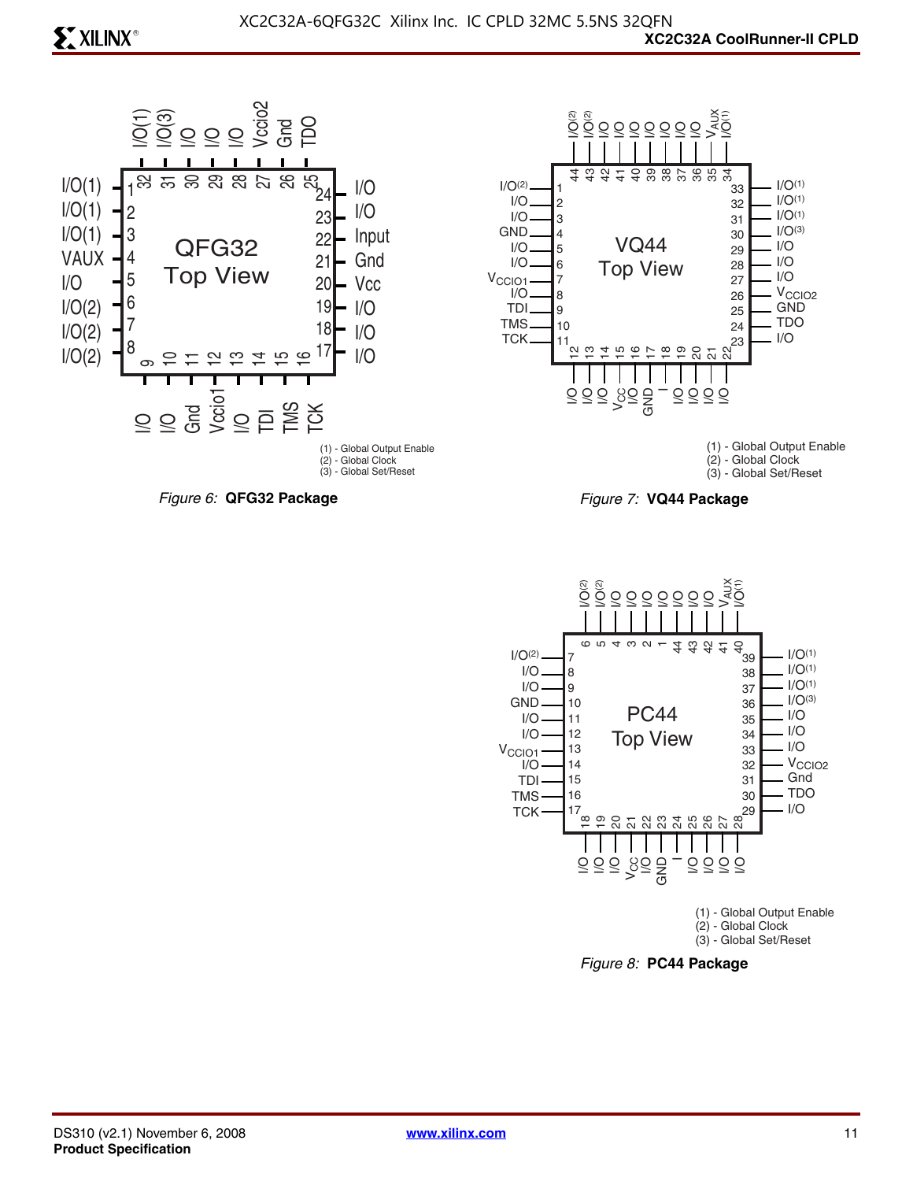(1) - Global Output Enable
(2) - Global Clock
(3) - Global Set/Reset

*Figure 6:* **QFG32 Package**

(1) - Global Output Enable
(2) - Global Clock
(3) - Global Set/Reset

*Figure 7:* **VQ44 Package**

(1) - Global Output Enable
(2) - Global Clock
(3) - Global Set/Reset

*Figure 8:* **PC44 Package**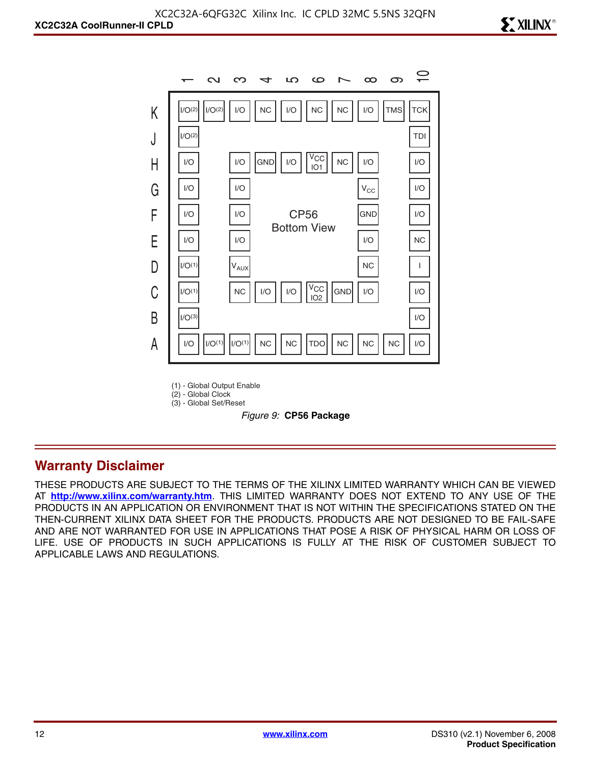| | 1 | 2 | 3 | 4 | 5 | 6 | 7 | 8 | 9 | 10 |
|---|---|---|---|---|---|---|---|---|---|---|
| K | I/O(2) | I/O(2) | I/O | NC | I/O | NC | NC | I/O | TMS | TCK |
| J | I/O(2) | | | | | | | | | TDI |
| H | I/O | | I/O | GND | I/O | $V_{CC}$ IO1 | NC | I/O | | I/O |
| G | I/O | | I/O | | | | | $V_{CC}$ | | I/O |
| F | I/O | | I/O | | | | | GND | | I/O |
| E | I/O | | I/O | | | | | I/O | | NC |
| D | I/O(1) | | $V_{AUX}$ | | | | | NC | | I |
| C | I/O(1) | | NC | I/O | I/O | $V_{CC}$ IO2 | GND | I/O | | I/O |
| B | I/O(3) | | | | | | | | | I/O |
| A | I/O | I/O(1) | I/O(1) | NC | NC | TDO | NC | NC | NC | I/O |

CP56 Bottom View

(1) - Global Output Enable
(2) - Global Clock
(3) - Global Set/Reset

*Figure 9:* **CP56 Package**

## Warranty Disclaimer

THESE PRODUCTS ARE SUBJECT TO THE TERMS OF THE XILINX LIMITED WARRANTY WHICH CAN BE VIEWED AT **http://www.xilinx.com/warranty.htm**. THIS LIMITED WARRANTY DOES NOT EXTEND TO ANY USE OF THE PRODUCTS IN AN APPLICATION OR ENVIRONMENT THAT IS NOT WITHIN THE SPECIFICATIONS STATED ON THE THEN-CURRENT XILINX DATA SHEET FOR THE PRODUCTS. PRODUCTS ARE NOT DESIGNED TO BE FAIL-SAFE AND ARE NOT WARRANTED FOR USE IN APPLICATIONS THAT POSE A RISK OF PHYSICAL HARM OR LOSS OF LIFE. USE OF PRODUCTS IN SUCH APPLICATIONS IS FULLY AT THE RISK OF CUSTOMER SUBJECT TO APPLICABLE LAWS AND REGULATIONS.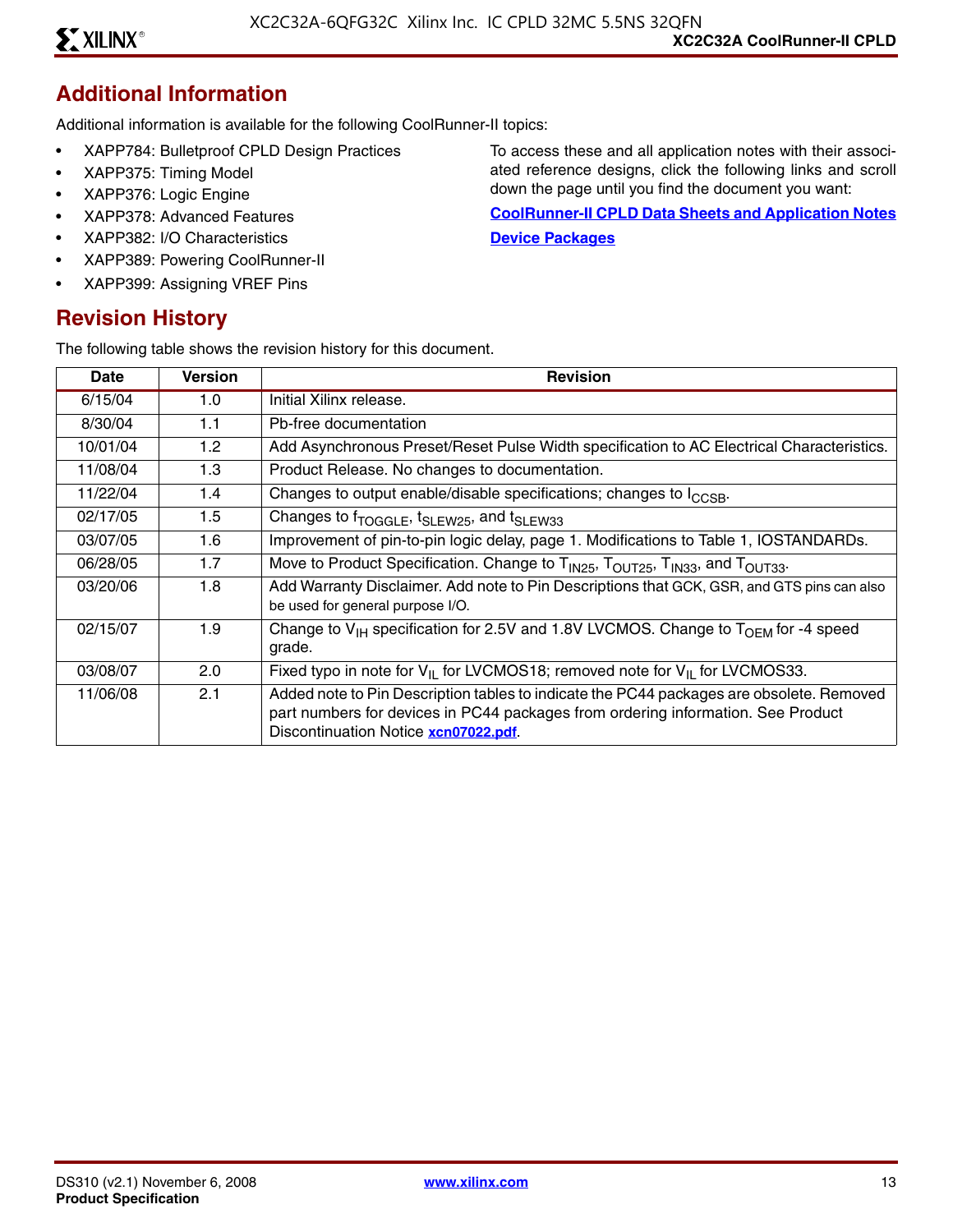## Additional Information

Additional information is available for the following CoolRunner-II topics:

- XAPP784: Bulletproof CPLD Design Practices
- XAPP375: Timing Model
- XAPP376: Logic Engine
- XAPP378: Advanced Features
- XAPP382: I/O Characteristics
- XAPP389: Powering CoolRunner-II
- XAPP399: Assigning VREF Pins

To access these and all application notes with their associated reference designs, click the following links and scroll down the page until you find the document you want:

**CoolRunner-II CPLD Data Sheets and Application Notes**

**Device Packages**

## Revision History

The following table shows the revision history for this document.

| Date | Version | Revision |
|---|---|---|
| 6/15/04 | 1.0 | Initial Xilinx release. |
| 8/30/04 | 1.1 | Pb-free documentation |
| 10/01/04 | 1.2 | Add Asynchronous Preset/Reset Pulse Width specification to AC Electrical Characteristics. |
| 11/08/04 | 1.3 | Product Release. No changes to documentation. |
| 11/22/04 | 1.4 | Changes to output enable/disable specifications; changes to $I_{CCSB}$. |
| 02/17/05 | 1.5 | Changes to $f_{TOGGLE}$, $t_{SLEW25}$, and $t_{SLEW33}$ |
| 03/07/05 | 1.6 | Improvement of pin-to-pin logic delay, page 1. Modifications to Table 1, IOSTANDARDs. |
| 06/28/05 | 1.7 | Move to Product Specification. Change to $T_{IN25}$, $T_{OUT25}$, $T_{IN33}$, and $T_{OUT33}$. |
| 03/20/06 | 1.8 | Add Warranty Disclaimer. Add note to Pin Descriptions that GCK, GSR, and GTS pins can also be used for general purpose I/O. |
| 02/15/07 | 1.9 | Change to $V_{IH}$ specification for 2.5V and 1.8V LVCMOS. Change to $T_{OEM}$ for -4 speed grade. |
| 03/08/07 | 2.0 | Fixed typo in note for $V_{IL}$ for LVCMOS18; removed note for $V_{IL}$ for LVCMOS33. |
| 11/06/08 | 2.1 | Added note to Pin Description tables to indicate the PC44 packages are obsolete. Removed part numbers for devices in PC44 packages from ordering information. See Product Discontinuation Notice **xcn07022.pdf**. |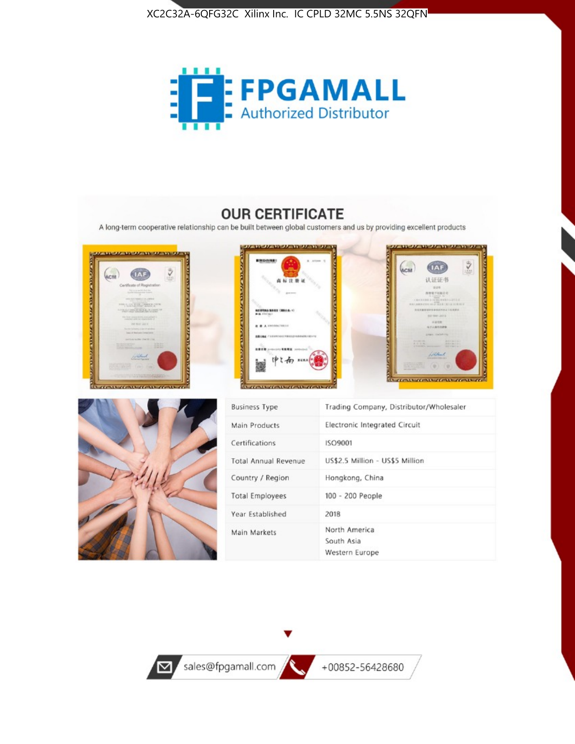FPGAMALL
Authorized Distributor

## OUR CERTIFICATE

A long-term cooperative relationship can be built between global customers and us by providing excellent products

| | |
|---|---|
| Business Type | Trading Company, Distributor/Wholesaler |
| Main Products | Electronic Integrated Circuit |
| Certifications | ISO9001 |
| Total Annual Revenue | US$2.5 Million - US$5 Million |
| Country / Region | Hongkong, China |
| Total Employees | 100 - 200 People |
| Year Established | 2018 |
| Main Markets | North America<br>South Asia<br>Western Europe |

sales@fpgamall.com

+00852-56428680